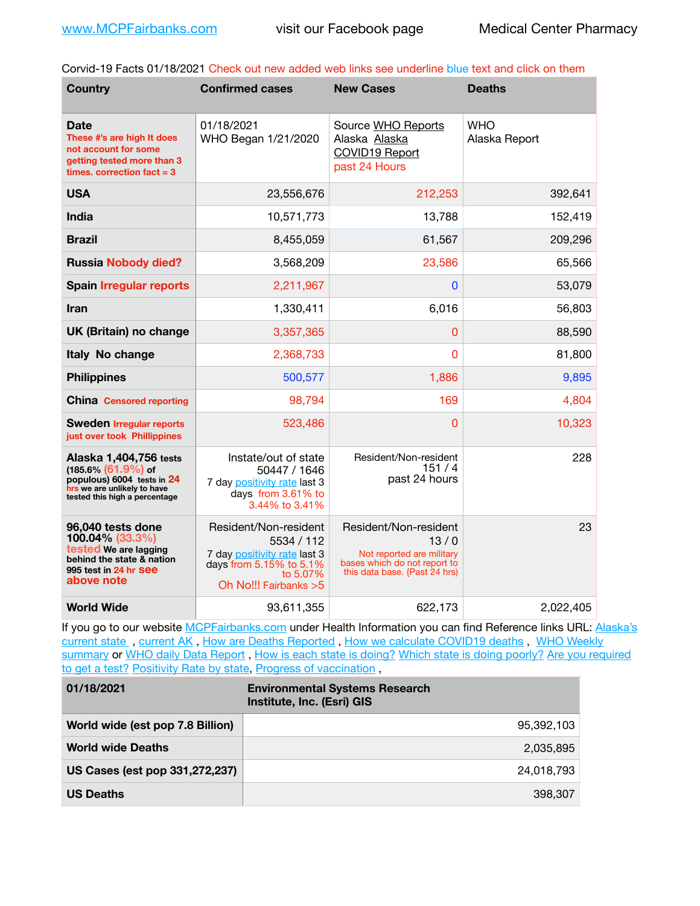www.MCPFairbanks.com visit our Facebook page Medical Center Pharmacy

Corvid-19 Facts 01/18/2021 Check out new added web links see underline blue text and click on them

| Country | Confirmed cases | New Cases | Deaths |
|---|---|---|---|
| **Date** These #'s are high It does not account for some getting tested more than 3 times. correction fact = 3 | 01/18/2021 WHO Began 1/21/2020 | Source WHO Reports Alaska Alaska COVID19 Report past 24 Hours | WHO Alaska Report |
| **USA** | 23,556,676 | 212,253 | 392,641 |
| **India** | 10,571,773 | 13,788 | 152,419 |
| **Brazil** | 8,455,059 | 61,567 | 209,296 |
| **Russia Nobody died?** | 3,568,209 | 23,586 | 65,566 |
| **Spain Irregular reports** | 2,211,967 | 0 | 53,079 |
| **Iran** | 1,330,411 | 6,016 | 56,803 |
| **UK (Britain) no change** | 3,357,365 | 0 | 88,590 |
| **Italy No change** | 2,368,733 | 0 | 81,800 |
| **Philippines** | 500,577 | 1,886 | 9,895 |
| **China Censored reporting** | 98,794 | 169 | 4,804 |
| **Sweden Irregular reports just over took Phillippines** | 523,486 | 0 | 10,323 |
| **Alaska 1,404,756 tests** (185.6% (61.9%) of populous) 6004 tests in 24 hrs we are unlikely to have tested this high a percentage | Instate/out of state 50447 / 1646 7 day positivity rate last 3 days from 3.61% to 3.44% to 3.41% | Resident/Non-resident 151 / 4 past 24 hours | 228 |
| **96,040 tests done 100.04% (33.3%) tested** We are lagging behind the state & nation 995 test in 24 hr see above note | Resident/Non-resident 5534 / 112 7 day positivity rate last 3 days from 5.15% to 5.1% to 5.07% Oh No!!! Fairbanks >5 | Resident/Non-resident 13 / 0 Not reported are military bases which do not report to this data base. {Past 24 hrs) | 23 |
| **World Wide** | 93,611,355 | 622,173 | 2,022,405 |

If you go to our website MCPFairbanks.com under Health Information you can find Reference links URL: Alaska's current state , current AK , How are Deaths Reported , How we calculate COVID19 deaths , WHO Weekly summary or WHO daily Data Report , How is each state is doing? Which state is doing poorly? Are you required to get a test? Positivity Rate by state, Progress of vaccination ,

| 01/18/2021 | Environmental Systems Research Institute, Inc. (Esri) GIS |
|---|---|
| **World wide (est pop 7.8 Billion)** | 95,392,103 |
| **World wide Deaths** | 2,035,895 |
| **US Cases (est pop 331,272,237)** | 24,018,793 |
| **US Deaths** | 398,307 |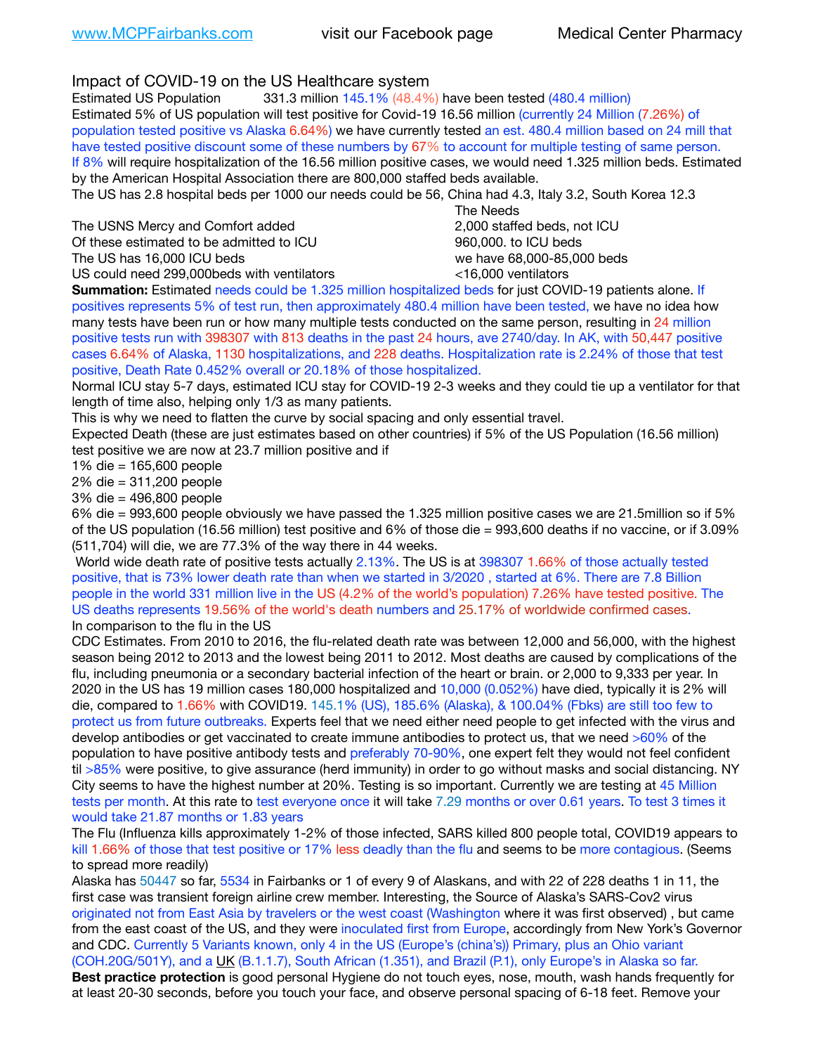Impact of COVID-19 on the US Healthcare system

Estimated US Population 331.3 million 145.1% (48.4%) have been tested (480.4 million)

Estimated 5% of US population will test positive for Covid-19 16.56 million (currently 24 Million (7.26%) of population tested positive vs Alaska 6.64%) we have currently tested an est. 480.4 million based on 24 mill that have tested positive discount some of these numbers by 67% to account for multiple testing of same person. If 8% will require hospitalization of the 16.56 million positive cases, we would need 1.325 million beds. Estimated by the American Hospital Association there are 800,000 staffed beds available.

The US has 2.8 hospital beds per 1000 our needs could be 56, China had 4.3, Italy 3.2, South Korea 12.3

| | The Needs |
|---|---|
| The USNS Mercy and Comfort added | 2,000 staffed beds, not ICU |
| Of these estimated to be admitted to ICU | 960,000. to ICU beds |
| The US has 16,000 ICU beds | we have 68,000-85,000 beds |
| US could need 299,000beds with ventilators | <16,000 ventilators |

**Summation:** Estimated needs could be 1.325 million hospitalized beds for just COVID-19 patients alone. If positives represents 5% of test run, then approximately 480.4 million have been tested, we have no idea how many tests have been run or how many multiple tests conducted on the same person, resulting in 24 million positive tests run with 398307 with 813 deaths in the past 24 hours, ave 2740/day. In AK, with 50,447 positive cases 6.64% of Alaska, 1130 hospitalizations, and 228 deaths. Hospitalization rate is 2.24% of those that test positive, Death Rate 0.452% overall or 20.18% of those hospitalized.

Normal ICU stay 5-7 days, estimated ICU stay for COVID-19 2-3 weeks and they could tie up a ventilator for that length of time also, helping only 1/3 as many patients.

This is why we need to flatten the curve by social spacing and only essential travel.

Expected Death (these are just estimates based on other countries) if 5% of the US Population (16.56 million) test positive we are now at 23.7 million positive and if

1% die = 165,600 people

2% die = 311,200 people

3% die = 496,800 people

6% die = 993,600 people obviously we have passed the 1.325 million positive cases we are 21.5million so if 5% of the US population (16.56 million) test positive and 6% of those die = 993,600 deaths if no vaccine, or if 3.09% (511,704) will die, we are 77.3% of the way there in 44 weeks.

World wide death rate of positive tests actually 2.13%. The US is at 398307 1.66% of those actually tested positive, that is 73% lower death rate than when we started in 3/2020 , started at 6%. There are 7.8 Billion people in the world 331 million live in the US (4.2% of the world's population) 7.26% have tested positive. The US deaths represents 19.56% of the world's death numbers and 25.17% of worldwide confirmed cases.

In comparison to the flu in the US

CDC Estimates. From 2010 to 2016, the flu-related death rate was between 12,000 and 56,000, with the highest season being 2012 to 2013 and the lowest being 2011 to 2012. Most deaths are caused by complications of the flu, including pneumonia or a secondary bacterial infection of the heart or brain. or 2,000 to 9,333 per year. In 2020 in the US has 19 million cases 180,000 hospitalized and 10,000 (0.052%) have died, typically it is 2% will die, compared to 1.66% with COVID19. 145.1% (US), 185.6% (Alaska), & 100.04% (Fbks) are still too few to protect us from future outbreaks. Experts feel that we need either need people to get infected with the virus and develop antibodies or get vaccinated to create immune antibodies to protect us, that we need >60% of the population to have positive antibody tests and preferably 70-90%, one expert felt they would not feel confident til >85% were positive, to give assurance (herd immunity) in order to go without masks and social distancing. NY City seems to have the highest number at 20%. Testing is so important. Currently we are testing at 45 Million tests per month. At this rate to test everyone once it will take 7.29 months or over 0.61 years. To test 3 times it would take 21.87 months or 1.83 years

The Flu (Influenza kills approximately 1-2% of those infected, SARS killed 800 people total, COVID19 appears to kill 1.66% of those that test positive or 17% less deadly than the flu and seems to be more contagious. (Seems to spread more readily)

Alaska has 50447 so far, 5534 in Fairbanks or 1 of every 9 of Alaskans, and with 22 of 228 deaths 1 in 11, the first case was transient foreign airline crew member. Interesting, the Source of Alaska's SARS-Cov2 virus originated not from East Asia by travelers or the west coast (Washington where it was first observed) , but came from the east coast of the US, and they were inoculated first from Europe, accordingly from New York's Governor and CDC. Currently 5 Variants known, only 4 in the US (Europe's (china's)) Primary, plus an Ohio variant (COH.20G/501Y), and a UK (B.1.1.7), South African (1.351), and Brazil (P.1), only Europe's in Alaska so far.

**Best practice protection** is good personal Hygiene do not touch eyes, nose, mouth, wash hands frequently for at least 20-30 seconds, before you touch your face, and observe personal spacing of 6-18 feet. Remove your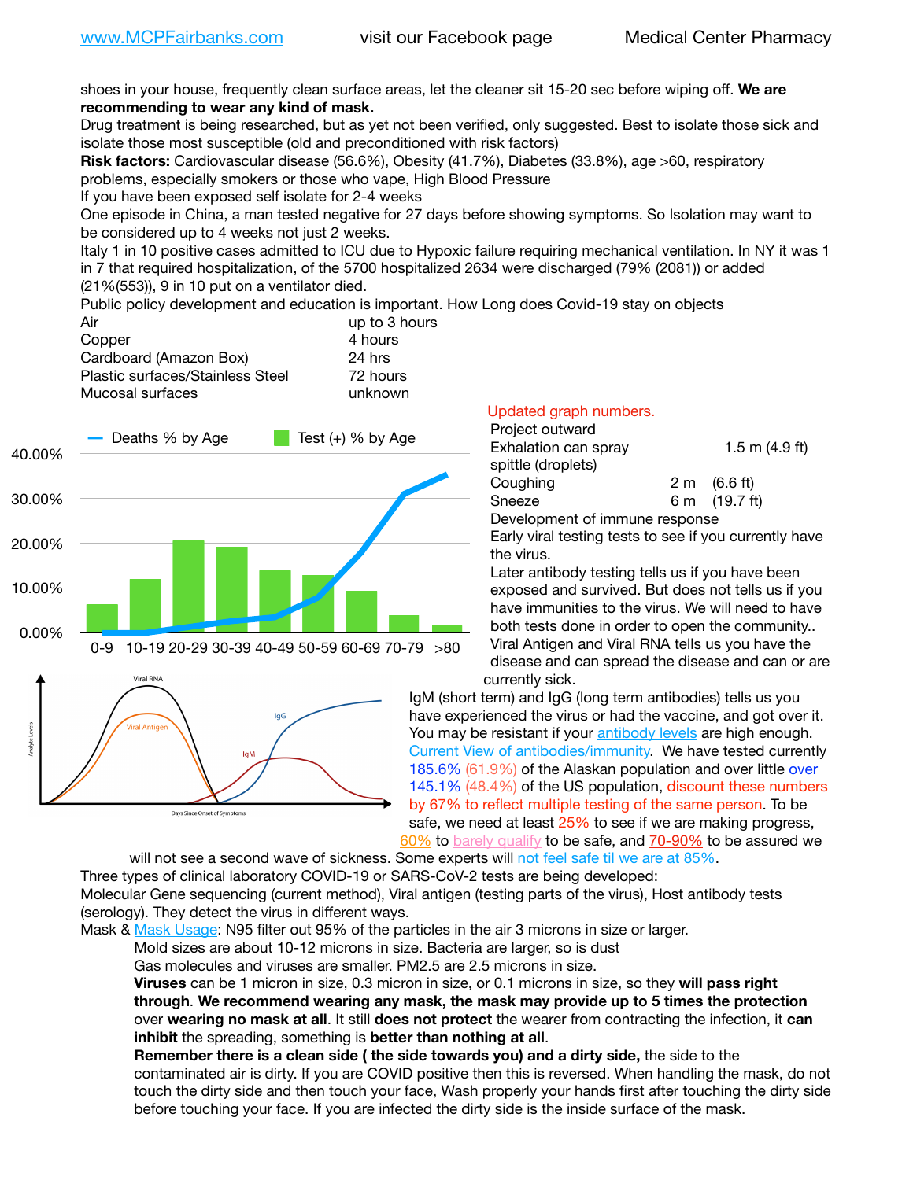shoes in your house, frequently clean surface areas, let the cleaner sit 15-20 sec before wiping off. **We are recommending to wear any kind of mask.**

Drug treatment is being researched, but as yet not been verified, only suggested. Best to isolate those sick and isolate those most susceptible (old and preconditioned with risk factors)

**Risk factors:** Cardiovascular disease (56.6%), Obesity (41.7%), Diabetes (33.8%), age >60, respiratory problems, especially smokers or those who vape, High Blood Pressure

If you have been exposed self isolate for 2-4 weeks

One episode in China, a man tested negative for 27 days before showing symptoms. So Isolation may want to be considered up to 4 weeks not just 2 weeks.

Italy 1 in 10 positive cases admitted to ICU due to Hypoxic failure requiring mechanical ventilation. In NY it was 1 in 7 that required hospitalization, of the 5700 hospitalized 2634 were discharged (79% (2081)) or added (21%(553)), 9 in 10 put on a ventilator died.

Public policy development and education is important. How Long does Covid-19 stay on objects

| | |
|---|---|
| Air | up to 3 hours |
| Copper | 4 hours |
| Cardboard (Amazon Box) | 24 hrs |
| Plastic surfaces/Stainless Steel | 72 hours |
| Mucosal surfaces | unknown |

Updated graph numbers.

Project outward

| | | |
|---|---|---|
| Exhalation can spray spittle (droplets) | 1.5 m | (4.9 ft) |
| Coughing | 2 m | (6.6 ft) |
| Sneeze | 6 m | (19.7 ft) |

Development of immune response

Early viral testing tests to see if you currently have the virus.

Later antibody testing tells us if you have been exposed and survived. But does not tells us if you have immunities to the virus. We will need to have both tests done in order to open the community..

Viral Antigen and Viral RNA tells us you have the disease and can spread the disease and can or are currently sick.

IgM (short term) and IgG (long term antibodies) tells us you have experienced the virus or had the vaccine, and got over it. You may be resistant if your antibody levels are high enough. Current View of antibodies/immunity. We have tested currently 185.6% (61.9%) of the Alaskan population and over little over 145.1% (48.4%) of the US population, discount these numbers by 67% to reflect multiple testing of the same person. To be safe, we need at least 25% to see if we are making progress, 60% to barely qualify to be safe, and 70-90% to be assured we will not see a second wave of sickness. Some experts will not feel safe til we are at 85%.

Three types of clinical laboratory COVID-19 or SARS-CoV-2 tests are being developed:

Molecular Gene sequencing (current method), Viral antigen (testing parts of the virus), Host antibody tests (serology). They detect the virus in different ways.

Mask & Mask Usage: N95 filter out 95% of the particles in the air 3 microns in size or larger.

Mold sizes are about 10-12 microns in size. Bacteria are larger, so is dust

Gas molecules and viruses are smaller. PM2.5 are 2.5 microns in size.

**Viruses** can be 1 micron in size, 0.3 micron in size, or 0.1 microns in size, so they **will pass right through**. **We recommend wearing any mask, the mask may provide up to 5 times the protection** over **wearing no mask at all**. It still **does not protect** the wearer from contracting the infection, it **can inhibit** the spreading, something is **better than nothing at all**.

**Remember there is a clean side ( the side towards you) and a dirty side,** the side to the contaminated air is dirty. If you are COVID positive then this is reversed. When handling the mask, do not touch the dirty side and then touch your face, Wash properly your hands first after touching the dirty side before touching your face. If you are infected the dirty side is the inside surface of the mask.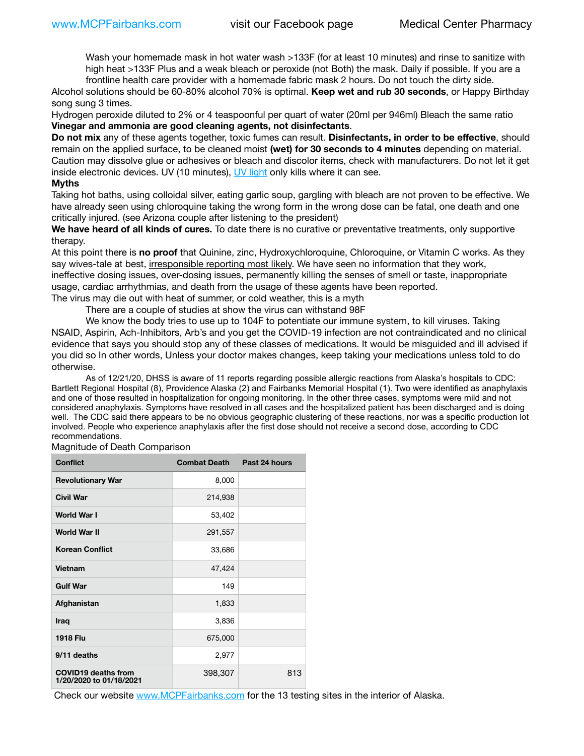Wash your homemade mask in hot water wash >133F (for at least 10 minutes) and rinse to sanitize with high heat >133F Plus and a weak bleach or peroxide (not Both) the mask. Daily if possible. If you are a frontline health care provider with a homemade fabric mask 2 hours. Do not touch the dirty side.

Alcohol solutions should be 60-80% alcohol 70% is optimal. **Keep wet and rub 30 seconds**, or Happy Birthday song sung 3 times.

Hydrogen peroxide diluted to 2% or 4 teaspoonful per quart of water (20ml per 946ml) Bleach the same ratio

**Vinegar and ammonia are good cleaning agents, not disinfectants**.

**Do not mix** any of these agents together, toxic fumes can result. **Disinfectants, in order to be effective**, should remain on the applied surface, to be cleaned moist **(wet) for 30 seconds to 4 minutes** depending on material. Caution may dissolve glue or adhesives or bleach and discolor items, check with manufacturers. Do not let it get inside electronic devices. UV (10 minutes), UV light only kills where it can see.

**Myths**

Taking hot baths, using colloidal silver, eating garlic soup, gargling with bleach are not proven to be effective. We have already seen using chloroquine taking the wrong form in the wrong dose can be fatal, one death and one critically injured. (see Arizona couple after listening to the president)

**We have heard of all kinds of cures.** To date there is no curative or preventative treatments, only supportive therapy.

At this point there is **no proof** that Quinine, zinc, Hydroxychloroquine, Chloroquine, or Vitamin C works. As they say wives-tale at best, irresponsible reporting most likely. We have seen no information that they work, ineffective dosing issues, over-dosing issues, permanently killing the senses of smell or taste, inappropriate usage, cardiac arrhythmias, and death from the usage of these agents have been reported.

The virus may die out with heat of summer, or cold weather, this is a myth

There are a couple of studies at show the virus can withstand 98F

We know the body tries to use up to 104F to potentiate our immune system, to kill viruses. Taking NSAID, Aspirin, Ach-Inhibitors, Arb's and you get the COVID-19 infection are not contraindicated and no clinical evidence that says you should stop any of these classes of medications. It would be misguided and ill advised if you did so In other words, Unless your doctor makes changes, keep taking your medications unless told to do otherwise.

As of 12/21/20, DHSS is aware of 11 reports regarding possible allergic reactions from Alaska's hospitals to CDC: Bartlett Regional Hospital (8), Providence Alaska (2) and Fairbanks Memorial Hospital (1). Two were identified as anaphylaxis and one of those resulted in hospitalization for ongoing monitoring. In the other three cases, symptoms were mild and not considered anaphylaxis. Symptoms have resolved in all cases and the hospitalized patient has been discharged and is doing well. The CDC said there appears to be no obvious geographic clustering of these reactions, nor was a specific production lot involved. People who experience anaphylaxis after the first dose should not receive a second dose, according to CDC recommendations.

Magnitude of Death Comparison

| Conflict | Combat Death | Past 24 hours |
|---|---|---|
| Revolutionary War | 8,000 | |
| Civil War | 214,938 | |
| World War I | 53,402 | |
| World War II | 291,557 | |
| Korean Conflict | 33,686 | |
| Vietnam | 47,424 | |
| Gulf War | 149 | |
| Afghanistan | 1,833 | |
| Iraq | 3,836 | |
| 1918 Flu | 675,000 | |
| 9/11 deaths | 2,977 | |
| COVID19 deaths from 1/20/2020 to 01/18/2021 | 398,307 | 813 |

Check our website www.MCPFairbanks.com for the 13 testing sites in the interior of Alaska.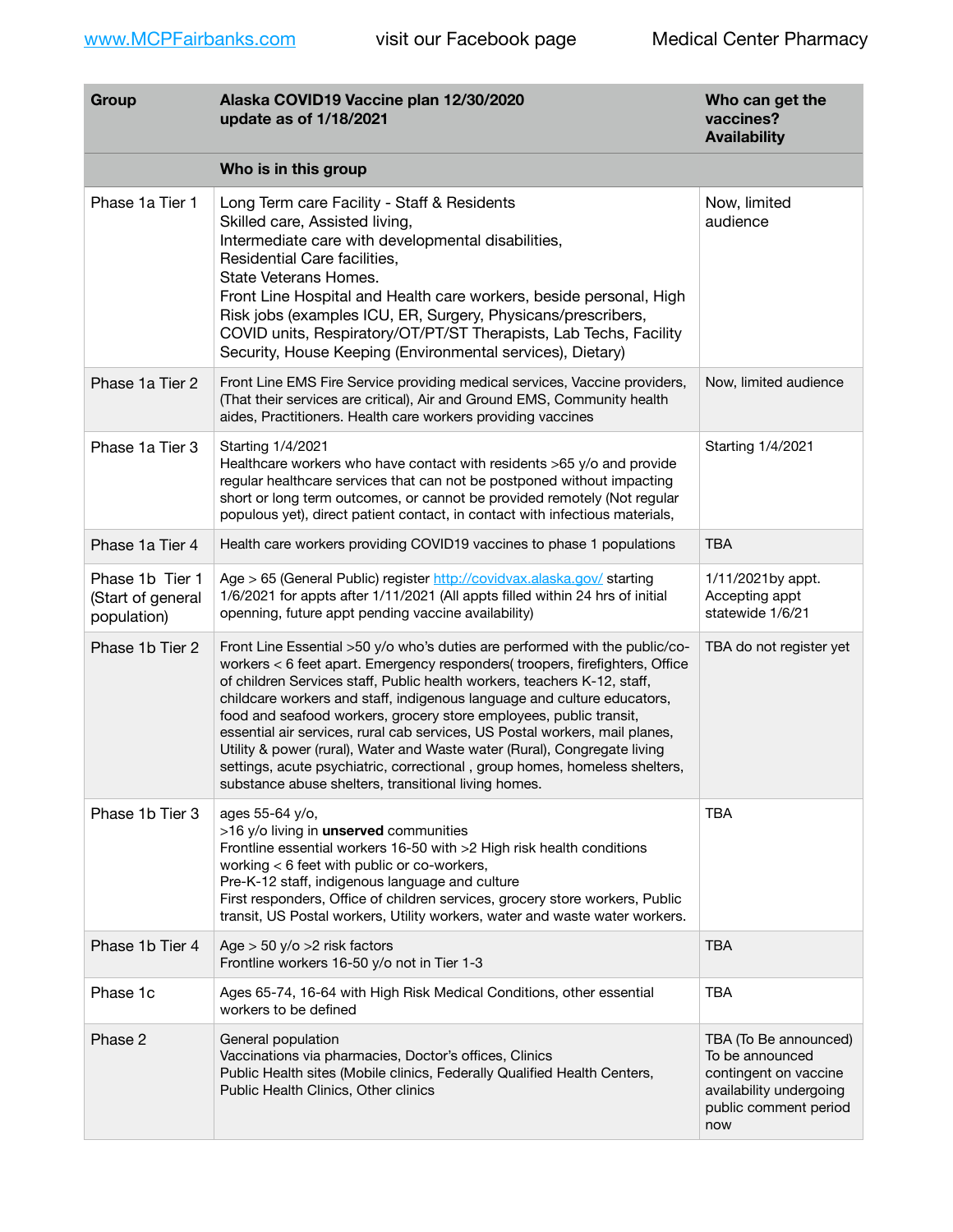www.MCPFairbanks.com visit our Facebook page Medical Center Pharmacy

| Group | Alaska COVID19 Vaccine plan 12/30/2020 update as of 1/18/2021 | Who can get the vaccines? Availability |
|---|---|---|
| | **Who is in this group** | |
| Phase 1a Tier 1 | Long Term care Facility - Staff & Residents<br>Skilled care, Assisted living,<br>Intermediate care with developmental disabilities,<br>Residential Care facilities,<br>State Veterans Homes.<br>Front Line Hospital and Health care workers, beside personal, High Risk jobs (examples ICU, ER, Surgery, Physcans/prescribers, COVID units, Respiratory/OT/PT/ST Therapists, Lab Techs, Facility Security, House Keeping (Environmental services), Dietary) | Now, limited audience |
| Phase 1a Tier 2 | Front Line EMS Fire Service providing medical services, Vaccine providers, (That their services are critical), Air and Ground EMS, Community health aides, Practitioners. Health care workers providing vaccines | Now, limited audience |
| Phase 1a Tier 3 | Starting 1/4/2021<br>Healthcare workers who have contact with residents >65 y/o and provide regular healthcare services that can not be postponed without impacting short or long term outcomes, or cannot be provided remotely (Not regular populous yet), direct patient contact, in contact with infectious materials, | Starting 1/4/2021 |
| Phase 1a Tier 4 | Health care workers providing COVID19 vaccines to phase 1 populations | TBA |
| Phase 1b Tier 1 (Start of general population) | Age > 65 (General Public) register http://covidvax.alaska.gov/ starting 1/6/2021 for appts after 1/11/2021 (All appts filled within 24 hrs of initial openning, future appt pending vaccine availability) | 1/11/2021by appt. Accepting appt statewide 1/6/21 |
| Phase 1b Tier 2 | Front Line Essential >50 y/o who's duties are performed with the public/co-workers < 6 feet apart. Emergency responders( troopers, firefighters, Office of children Services staff, Public health workers, teachers K-12, staff, childcare workers and staff, indigenous language and culture educators, food and seafood workers, grocery store employees, public transit, essential air services, rural cab services, US Postal workers, mail planes, Utility & power (rural), Water and Waste water (Rural), Congregate living settings, acute psychiatric, correctional , group homes, homeless shelters, substance abuse shelters, transitional living homes. | TBA do not register yet |
| Phase 1b Tier 3 | ages 55-64 y/o,<br>>16 y/o living in **unserved** communities<br>Frontline essential workers 16-50 with >2 High risk health conditions working < 6 feet with public or co-workers,<br>Pre-K-12 staff, indigenous language and culture<br>First responders, Office of children services, grocery store workers, Public transit, US Postal workers, Utility workers, water and waste water workers. | TBA |
| Phase 1b Tier 4 | Age > 50 y/o >2 risk factors<br>Frontline workers 16-50 y/o not in Tier 1-3 | TBA |
| Phase 1c | Ages 65-74, 16-64 with High Risk Medical Conditions, other essential workers to be defined | TBA |
| Phase 2 | General population<br>Vaccinations via pharmacies, Doctor's offices, Clinics<br>Public Health sites (Mobile clinics, Federally Qualified Health Centers, Public Health Clinics, Other clinics | TBA (To Be announced) To be announced contingent on vaccine availability undergoing public comment period now |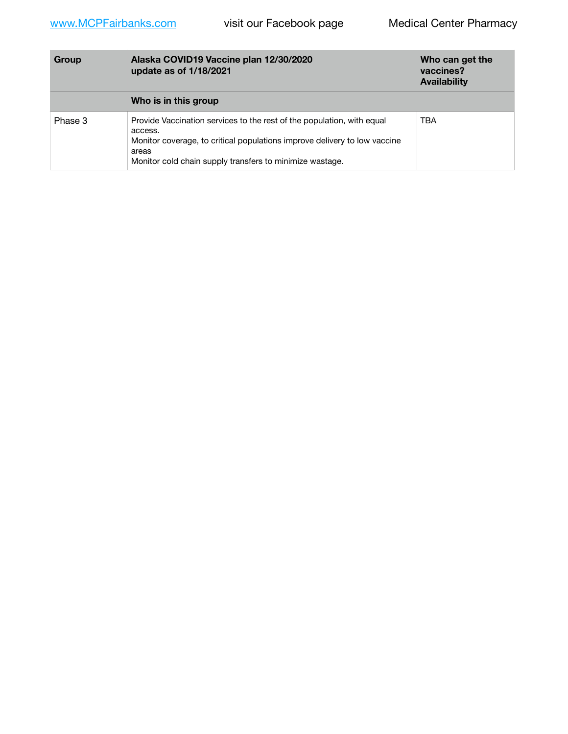| Group | Alaska COVID19 Vaccine plan 12/30/2020<br>update as of 1/18/2021 | Who can get the vaccines? Availability |
|---|---|---|
| | **Who is in this group** | |
| Phase 3 | Provide Vaccination services to the rest of the population, with equal access.<br>Monitor coverage, to critical populations improve delivery to low vaccine areas<br>Monitor cold chain supply transfers to minimize wastage. | TBA |